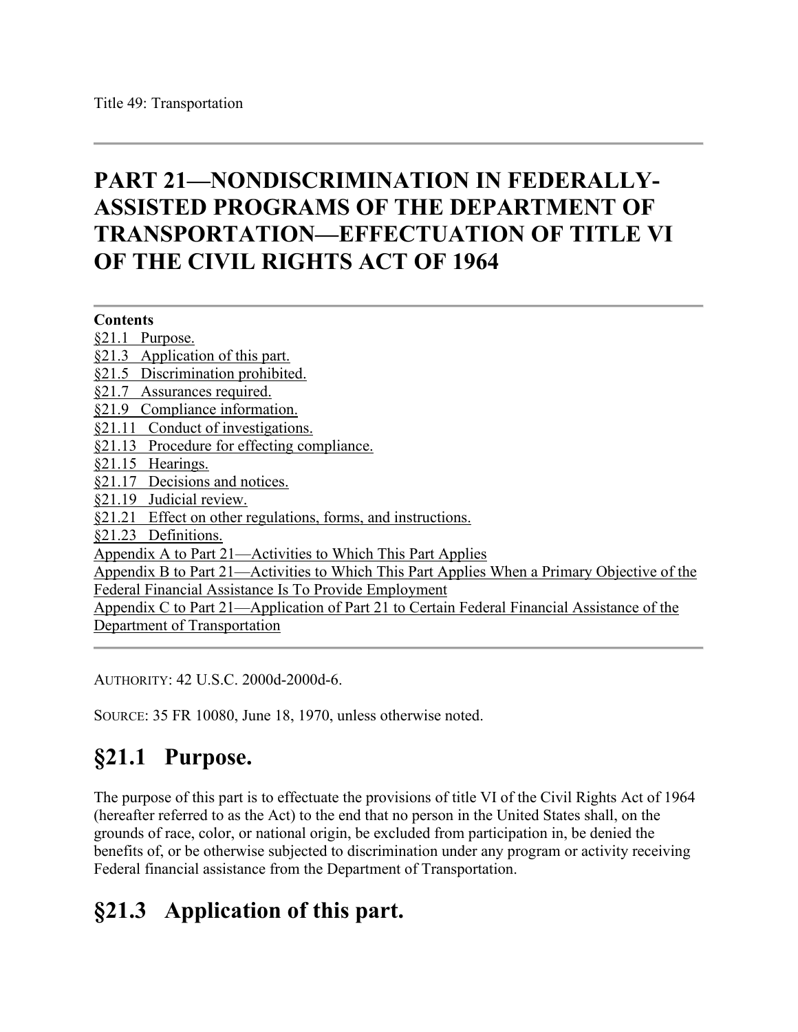Title 49: Transportation

---

# PART 21—NONDISCRIMINATION IN FEDERALLY-ASSISTED PROGRAMS OF THE DEPARTMENT OF TRANSPORTATION—EFFECTUATION OF TITLE VI OF THE CIVIL RIGHTS ACT OF 1964

---

**Contents**

§21.1 Purpose.
§21.3 Application of this part.
§21.5 Discrimination prohibited.
§21.7 Assurances required.
§21.9 Compliance information.
§21.11 Conduct of investigations.
§21.13 Procedure for effecting compliance.
§21.15 Hearings.
§21.17 Decisions and notices.
§21.19 Judicial review.
§21.21 Effect on other regulations, forms, and instructions.
§21.23 Definitions.
Appendix A to Part 21—Activities to Which This Part Applies
Appendix B to Part 21—Activities to Which This Part Applies When a Primary Objective of the Federal Financial Assistance Is To Provide Employment
Appendix C to Part 21—Application of Part 21 to Certain Federal Financial Assistance of the Department of Transportation

---

AUTHORITY: 42 U.S.C. 2000d-2000d-6.

SOURCE: 35 FR 10080, June 18, 1970, unless otherwise noted.

## §21.1 Purpose.

The purpose of this part is to effectuate the provisions of title VI of the Civil Rights Act of 1964 (hereafter referred to as the Act) to the end that no person in the United States shall, on the grounds of race, color, or national origin, be excluded from participation in, be denied the benefits of, or be otherwise subjected to discrimination under any program or activity receiving Federal financial assistance from the Department of Transportation.

## §21.3 Application of this part.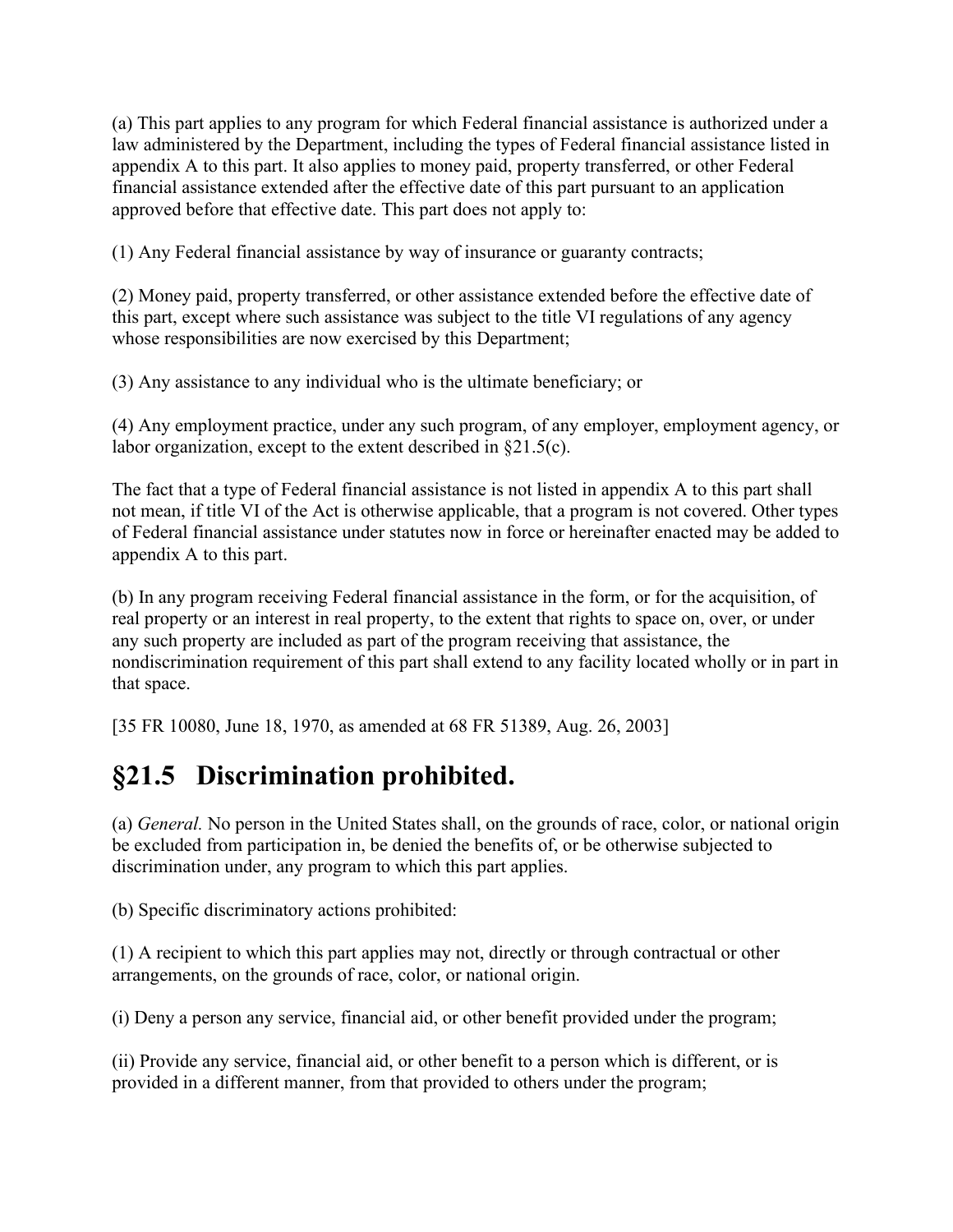(a) This part applies to any program for which Federal financial assistance is authorized under a law administered by the Department, including the types of Federal financial assistance listed in appendix A to this part. It also applies to money paid, property transferred, or other Federal financial assistance extended after the effective date of this part pursuant to an application approved before that effective date. This part does not apply to:

(1) Any Federal financial assistance by way of insurance or guaranty contracts;

(2) Money paid, property transferred, or other assistance extended before the effective date of this part, except where such assistance was subject to the title VI regulations of any agency whose responsibilities are now exercised by this Department;

(3) Any assistance to any individual who is the ultimate beneficiary; or

(4) Any employment practice, under any such program, of any employer, employment agency, or labor organization, except to the extent described in §21.5(c).

The fact that a type of Federal financial assistance is not listed in appendix A to this part shall not mean, if title VI of the Act is otherwise applicable, that a program is not covered. Other types of Federal financial assistance under statutes now in force or hereinafter enacted may be added to appendix A to this part.

(b) In any program receiving Federal financial assistance in the form, or for the acquisition, of real property or an interest in real property, to the extent that rights to space on, over, or under any such property are included as part of the program receiving that assistance, the nondiscrimination requirement of this part shall extend to any facility located wholly or in part in that space.

[35 FR 10080, June 18, 1970, as amended at 68 FR 51389, Aug. 26, 2003]

## §21.5 Discrimination prohibited.

(a) *General.* No person in the United States shall, on the grounds of race, color, or national origin be excluded from participation in, be denied the benefits of, or be otherwise subjected to discrimination under, any program to which this part applies.

(b) Specific discriminatory actions prohibited:

(1) A recipient to which this part applies may not, directly or through contractual or other arrangements, on the grounds of race, color, or national origin.

(i) Deny a person any service, financial aid, or other benefit provided under the program;

(ii) Provide any service, financial aid, or other benefit to a person which is different, or is provided in a different manner, from that provided to others under the program;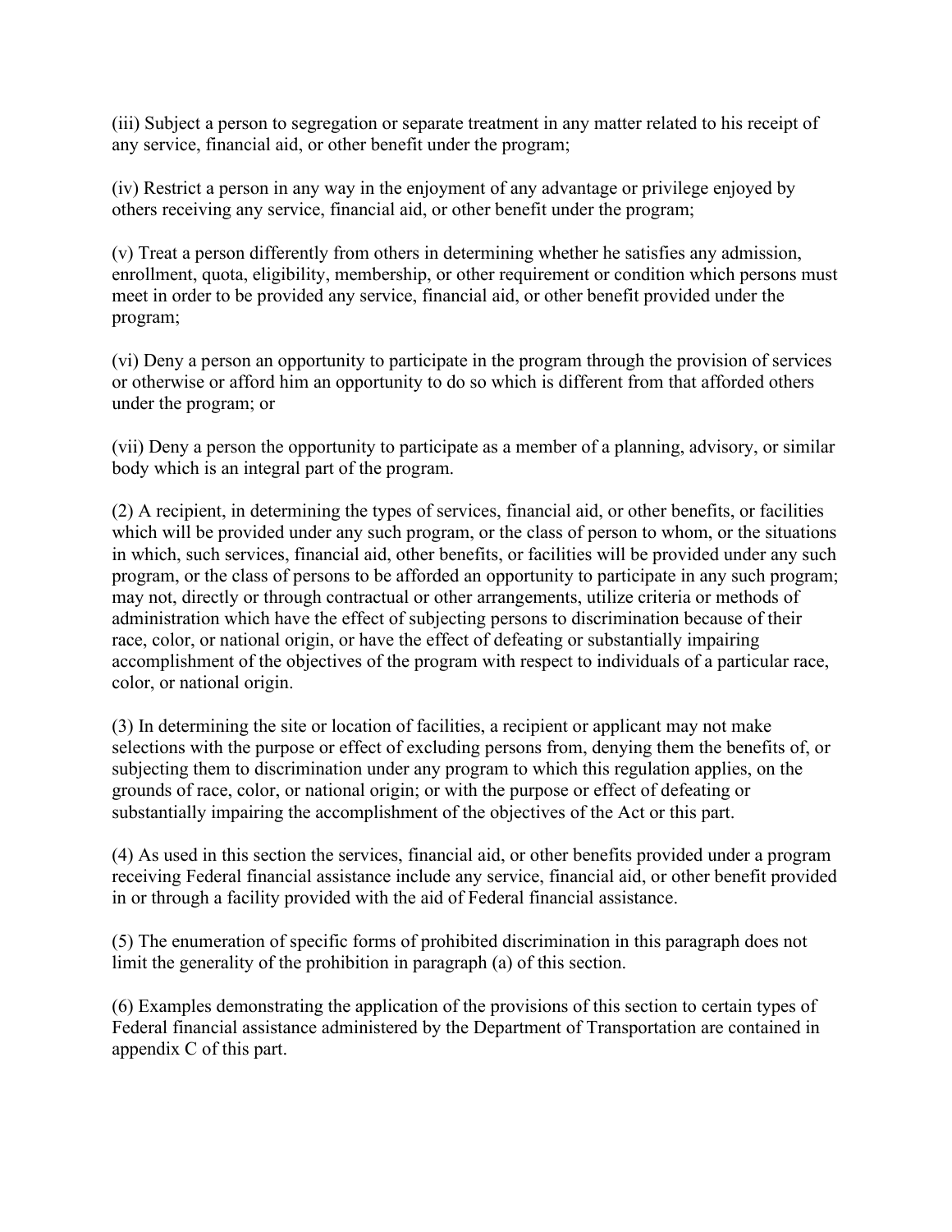(iii) Subject a person to segregation or separate treatment in any matter related to his receipt of any service, financial aid, or other benefit under the program;

(iv) Restrict a person in any way in the enjoyment of any advantage or privilege enjoyed by others receiving any service, financial aid, or other benefit under the program;

(v) Treat a person differently from others in determining whether he satisfies any admission, enrollment, quota, eligibility, membership, or other requirement or condition which persons must meet in order to be provided any service, financial aid, or other benefit provided under the program;

(vi) Deny a person an opportunity to participate in the program through the provision of services or otherwise or afford him an opportunity to do so which is different from that afforded others under the program; or

(vii) Deny a person the opportunity to participate as a member of a planning, advisory, or similar body which is an integral part of the program.

(2) A recipient, in determining the types of services, financial aid, or other benefits, or facilities which will be provided under any such program, or the class of person to whom, or the situations in which, such services, financial aid, other benefits, or facilities will be provided under any such program, or the class of persons to be afforded an opportunity to participate in any such program; may not, directly or through contractual or other arrangements, utilize criteria or methods of administration which have the effect of subjecting persons to discrimination because of their race, color, or national origin, or have the effect of defeating or substantially impairing accomplishment of the objectives of the program with respect to individuals of a particular race, color, or national origin.

(3) In determining the site or location of facilities, a recipient or applicant may not make selections with the purpose or effect of excluding persons from, denying them the benefits of, or subjecting them to discrimination under any program to which this regulation applies, on the grounds of race, color, or national origin; or with the purpose or effect of defeating or substantially impairing the accomplishment of the objectives of the Act or this part.

(4) As used in this section the services, financial aid, or other benefits provided under a program receiving Federal financial assistance include any service, financial aid, or other benefit provided in or through a facility provided with the aid of Federal financial assistance.

(5) The enumeration of specific forms of prohibited discrimination in this paragraph does not limit the generality of the prohibition in paragraph (a) of this section.

(6) Examples demonstrating the application of the provisions of this section to certain types of Federal financial assistance administered by the Department of Transportation are contained in appendix C of this part.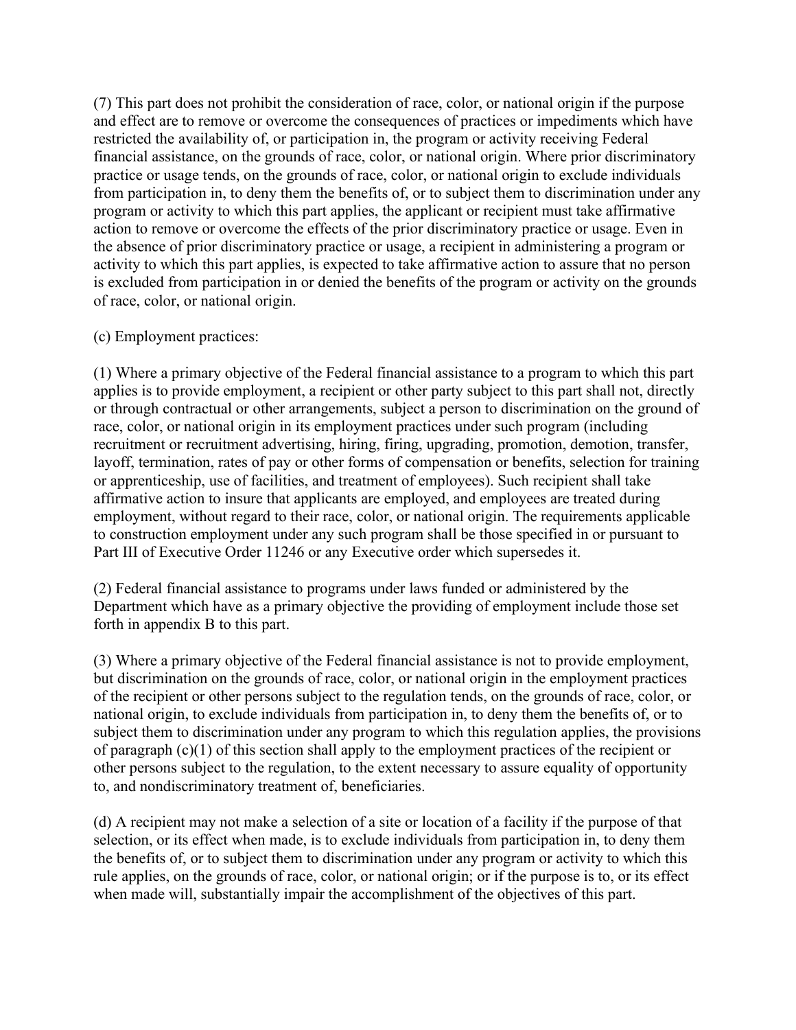(7) This part does not prohibit the consideration of race, color, or national origin if the purpose and effect are to remove or overcome the consequences of practices or impediments which have restricted the availability of, or participation in, the program or activity receiving Federal financial assistance, on the grounds of race, color, or national origin. Where prior discriminatory practice or usage tends, on the grounds of race, color, or national origin to exclude individuals from participation in, to deny them the benefits of, or to subject them to discrimination under any program or activity to which this part applies, the applicant or recipient must take affirmative action to remove or overcome the effects of the prior discriminatory practice or usage. Even in the absence of prior discriminatory practice or usage, a recipient in administering a program or activity to which this part applies, is expected to take affirmative action to assure that no person is excluded from participation in or denied the benefits of the program or activity on the grounds of race, color, or national origin.

(c) Employment practices:

(1) Where a primary objective of the Federal financial assistance to a program to which this part applies is to provide employment, a recipient or other party subject to this part shall not, directly or through contractual or other arrangements, subject a person to discrimination on the ground of race, color, or national origin in its employment practices under such program (including recruitment or recruitment advertising, hiring, firing, upgrading, promotion, demotion, transfer, layoff, termination, rates of pay or other forms of compensation or benefits, selection for training or apprenticeship, use of facilities, and treatment of employees). Such recipient shall take affirmative action to insure that applicants are employed, and employees are treated during employment, without regard to their race, color, or national origin. The requirements applicable to construction employment under any such program shall be those specified in or pursuant to Part III of Executive Order 11246 or any Executive order which supersedes it.

(2) Federal financial assistance to programs under laws funded or administered by the Department which have as a primary objective the providing of employment include those set forth in appendix B to this part.

(3) Where a primary objective of the Federal financial assistance is not to provide employment, but discrimination on the grounds of race, color, or national origin in the employment practices of the recipient or other persons subject to the regulation tends, on the grounds of race, color, or national origin, to exclude individuals from participation in, to deny them the benefits of, or to subject them to discrimination under any program to which this regulation applies, the provisions of paragraph (c)(1) of this section shall apply to the employment practices of the recipient or other persons subject to the regulation, to the extent necessary to assure equality of opportunity to, and nondiscriminatory treatment of, beneficiaries.

(d) A recipient may not make a selection of a site or location of a facility if the purpose of that selection, or its effect when made, is to exclude individuals from participation in, to deny them the benefits of, or to subject them to discrimination under any program or activity to which this rule applies, on the grounds of race, color, or national origin; or if the purpose is to, or its effect when made will, substantially impair the accomplishment of the objectives of this part.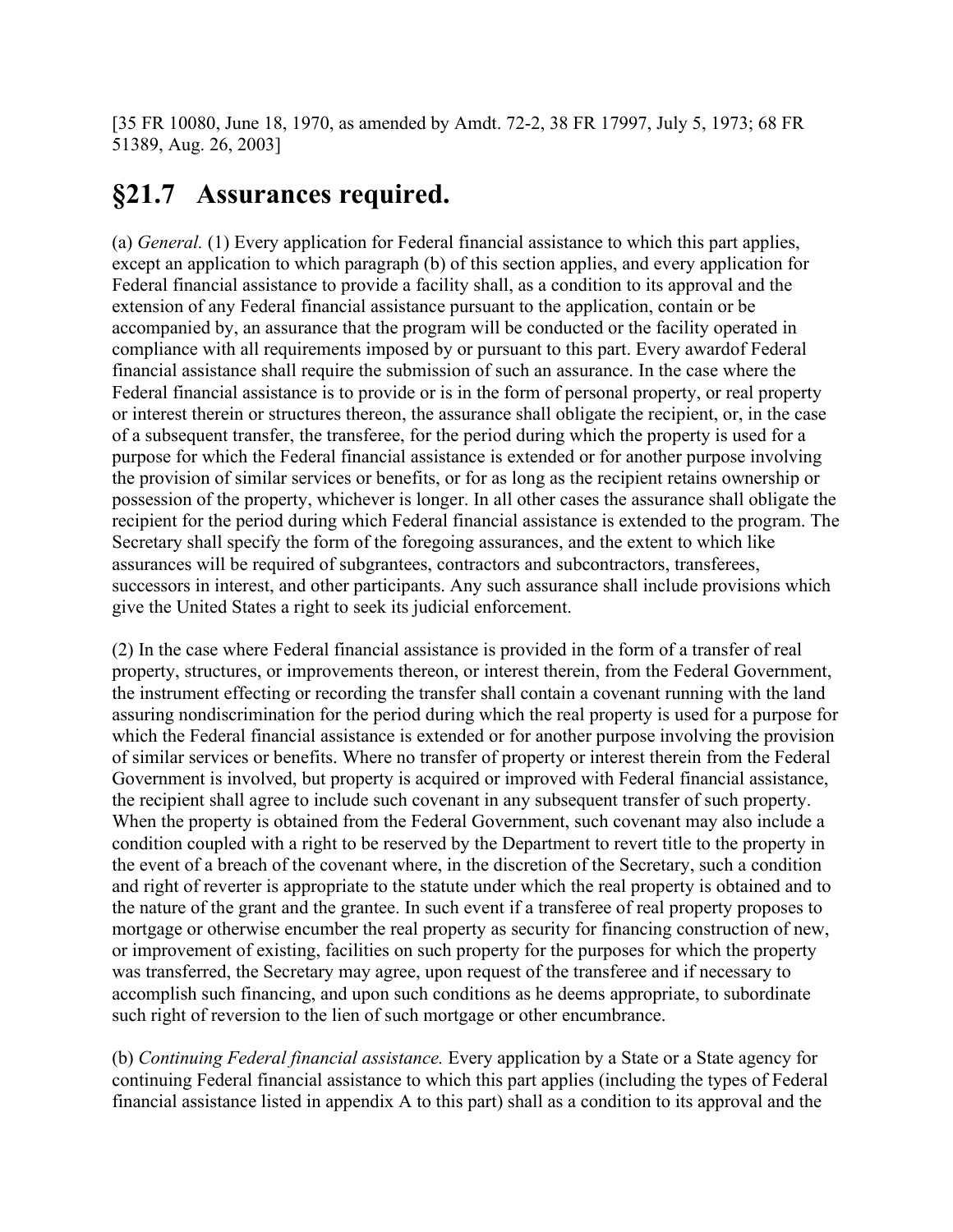[35 FR 10080, June 18, 1970, as amended by Amdt. 72-2, 38 FR 17997, July 5, 1973; 68 FR 51389, Aug. 26, 2003]

## §21.7 Assurances required.

(a) *General.* (1) Every application for Federal financial assistance to which this part applies, except an application to which paragraph (b) of this section applies, and every application for Federal financial assistance to provide a facility shall, as a condition to its approval and the extension of any Federal financial assistance pursuant to the application, contain or be accompanied by, an assurance that the program will be conducted or the facility operated in compliance with all requirements imposed by or pursuant to this part. Every awardof Federal financial assistance shall require the submission of such an assurance. In the case where the Federal financial assistance is to provide or is in the form of personal property, or real property or interest therein or structures thereon, the assurance shall obligate the recipient, or, in the case of a subsequent transfer, the transferee, for the period during which the property is used for a purpose for which the Federal financial assistance is extended or for another purpose involving the provision of similar services or benefits, or for as long as the recipient retains ownership or possession of the property, whichever is longer. In all other cases the assurance shall obligate the recipient for the period during which Federal financial assistance is extended to the program. The Secretary shall specify the form of the foregoing assurances, and the extent to which like assurances will be required of subgrantees, contractors and subcontractors, transferees, successors in interest, and other participants. Any such assurance shall include provisions which give the United States a right to seek its judicial enforcement.

(2) In the case where Federal financial assistance is provided in the form of a transfer of real property, structures, or improvements thereon, or interest therein, from the Federal Government, the instrument effecting or recording the transfer shall contain a covenant running with the land assuring nondiscrimination for the period during which the real property is used for a purpose for which the Federal financial assistance is extended or for another purpose involving the provision of similar services or benefits. Where no transfer of property or interest therein from the Federal Government is involved, but property is acquired or improved with Federal financial assistance, the recipient shall agree to include such covenant in any subsequent transfer of such property. When the property is obtained from the Federal Government, such covenant may also include a condition coupled with a right to be reserved by the Department to revert title to the property in the event of a breach of the covenant where, in the discretion of the Secretary, such a condition and right of reverter is appropriate to the statute under which the real property is obtained and to the nature of the grant and the grantee. In such event if a transferee of real property proposes to mortgage or otherwise encumber the real property as security for financing construction of new, or improvement of existing, facilities on such property for the purposes for which the property was transferred, the Secretary may agree, upon request of the transferee and if necessary to accomplish such financing, and upon such conditions as he deems appropriate, to subordinate such right of reversion to the lien of such mortgage or other encumbrance.

(b) *Continuing Federal financial assistance.* Every application by a State or a State agency for continuing Federal financial assistance to which this part applies (including the types of Federal financial assistance listed in appendix A to this part) shall as a condition to its approval and the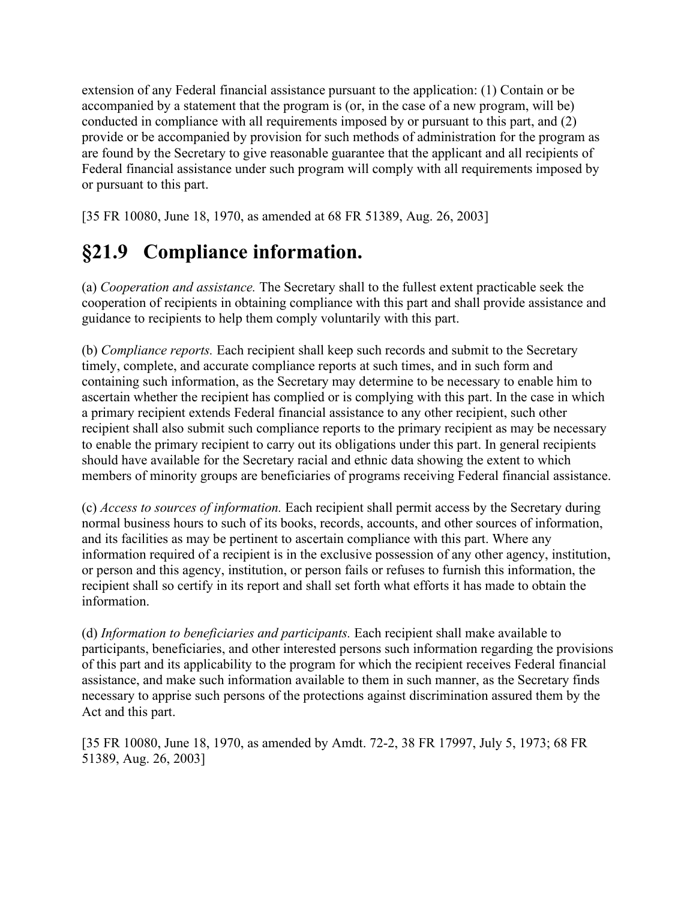extension of any Federal financial assistance pursuant to the application: (1) Contain or be accompanied by a statement that the program is (or, in the case of a new program, will be) conducted in compliance with all requirements imposed by or pursuant to this part, and (2) provide or be accompanied by provision for such methods of administration for the program as are found by the Secretary to give reasonable guarantee that the applicant and all recipients of Federal financial assistance under such program will comply with all requirements imposed by or pursuant to this part.

[35 FR 10080, June 18, 1970, as amended at 68 FR 51389, Aug. 26, 2003]

## §21.9 Compliance information.

(a) *Cooperation and assistance.* The Secretary shall to the fullest extent practicable seek the cooperation of recipients in obtaining compliance with this part and shall provide assistance and guidance to recipients to help them comply voluntarily with this part.

(b) *Compliance reports.* Each recipient shall keep such records and submit to the Secretary timely, complete, and accurate compliance reports at such times, and in such form and containing such information, as the Secretary may determine to be necessary to enable him to ascertain whether the recipient has complied or is complying with this part. In the case in which a primary recipient extends Federal financial assistance to any other recipient, such other recipient shall also submit such compliance reports to the primary recipient as may be necessary to enable the primary recipient to carry out its obligations under this part. In general recipients should have available for the Secretary racial and ethnic data showing the extent to which members of minority groups are beneficiaries of programs receiving Federal financial assistance.

(c) *Access to sources of information.* Each recipient shall permit access by the Secretary during normal business hours to such of its books, records, accounts, and other sources of information, and its facilities as may be pertinent to ascertain compliance with this part. Where any information required of a recipient is in the exclusive possession of any other agency, institution, or person and this agency, institution, or person fails or refuses to furnish this information, the recipient shall so certify in its report and shall set forth what efforts it has made to obtain the information.

(d) *Information to beneficiaries and participants.* Each recipient shall make available to participants, beneficiaries, and other interested persons such information regarding the provisions of this part and its applicability to the program for which the recipient receives Federal financial assistance, and make such information available to them in such manner, as the Secretary finds necessary to apprise such persons of the protections against discrimination assured them by the Act and this part.

[35 FR 10080, June 18, 1970, as amended by Amdt. 72-2, 38 FR 17997, July 5, 1973; 68 FR 51389, Aug. 26, 2003]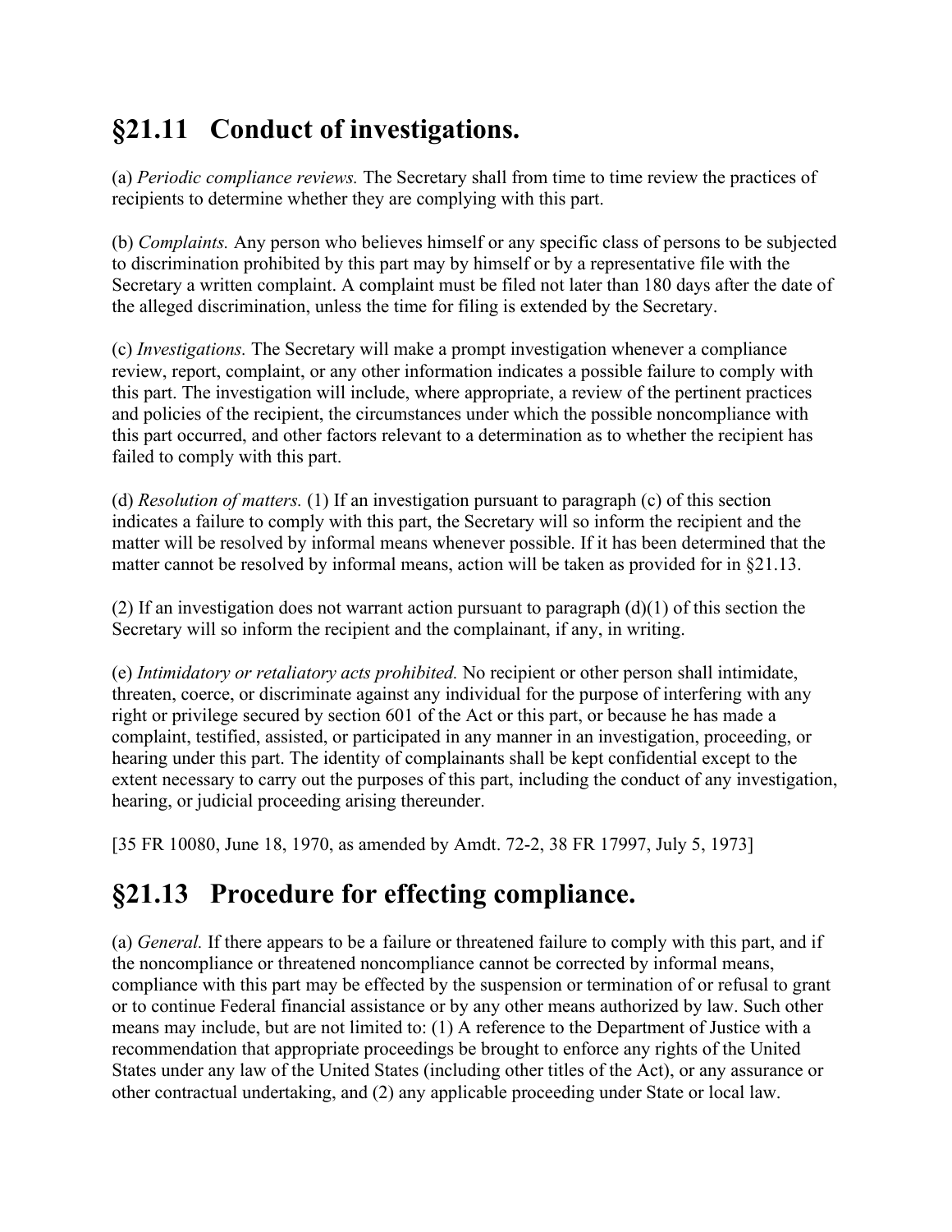## §21.11 Conduct of investigations.

(a) *Periodic compliance reviews.* The Secretary shall from time to time review the practices of recipients to determine whether they are complying with this part.

(b) *Complaints.* Any person who believes himself or any specific class of persons to be subjected to discrimination prohibited by this part may by himself or by a representative file with the Secretary a written complaint. A complaint must be filed not later than 180 days after the date of the alleged discrimination, unless the time for filing is extended by the Secretary.

(c) *Investigations.* The Secretary will make a prompt investigation whenever a compliance review, report, complaint, or any other information indicates a possible failure to comply with this part. The investigation will include, where appropriate, a review of the pertinent practices and policies of the recipient, the circumstances under which the possible noncompliance with this part occurred, and other factors relevant to a determination as to whether the recipient has failed to comply with this part.

(d) *Resolution of matters.* (1) If an investigation pursuant to paragraph (c) of this section indicates a failure to comply with this part, the Secretary will so inform the recipient and the matter will be resolved by informal means whenever possible. If it has been determined that the matter cannot be resolved by informal means, action will be taken as provided for in §21.13.

(2) If an investigation does not warrant action pursuant to paragraph (d)(1) of this section the Secretary will so inform the recipient and the complainant, if any, in writing.

(e) *Intimidatory or retaliatory acts prohibited.* No recipient or other person shall intimidate, threaten, coerce, or discriminate against any individual for the purpose of interfering with any right or privilege secured by section 601 of the Act or this part, or because he has made a complaint, testified, assisted, or participated in any manner in an investigation, proceeding, or hearing under this part. The identity of complainants shall be kept confidential except to the extent necessary to carry out the purposes of this part, including the conduct of any investigation, hearing, or judicial proceeding arising thereunder.

[35 FR 10080, June 18, 1970, as amended by Amdt. 72-2, 38 FR 17997, July 5, 1973]

## §21.13 Procedure for effecting compliance.

(a) *General.* If there appears to be a failure or threatened failure to comply with this part, and if the noncompliance or threatened noncompliance cannot be corrected by informal means, compliance with this part may be effected by the suspension or termination of or refusal to grant or to continue Federal financial assistance or by any other means authorized by law. Such other means may include, but are not limited to: (1) A reference to the Department of Justice with a recommendation that appropriate proceedings be brought to enforce any rights of the United States under any law of the United States (including other titles of the Act), or any assurance or other contractual undertaking, and (2) any applicable proceeding under State or local law.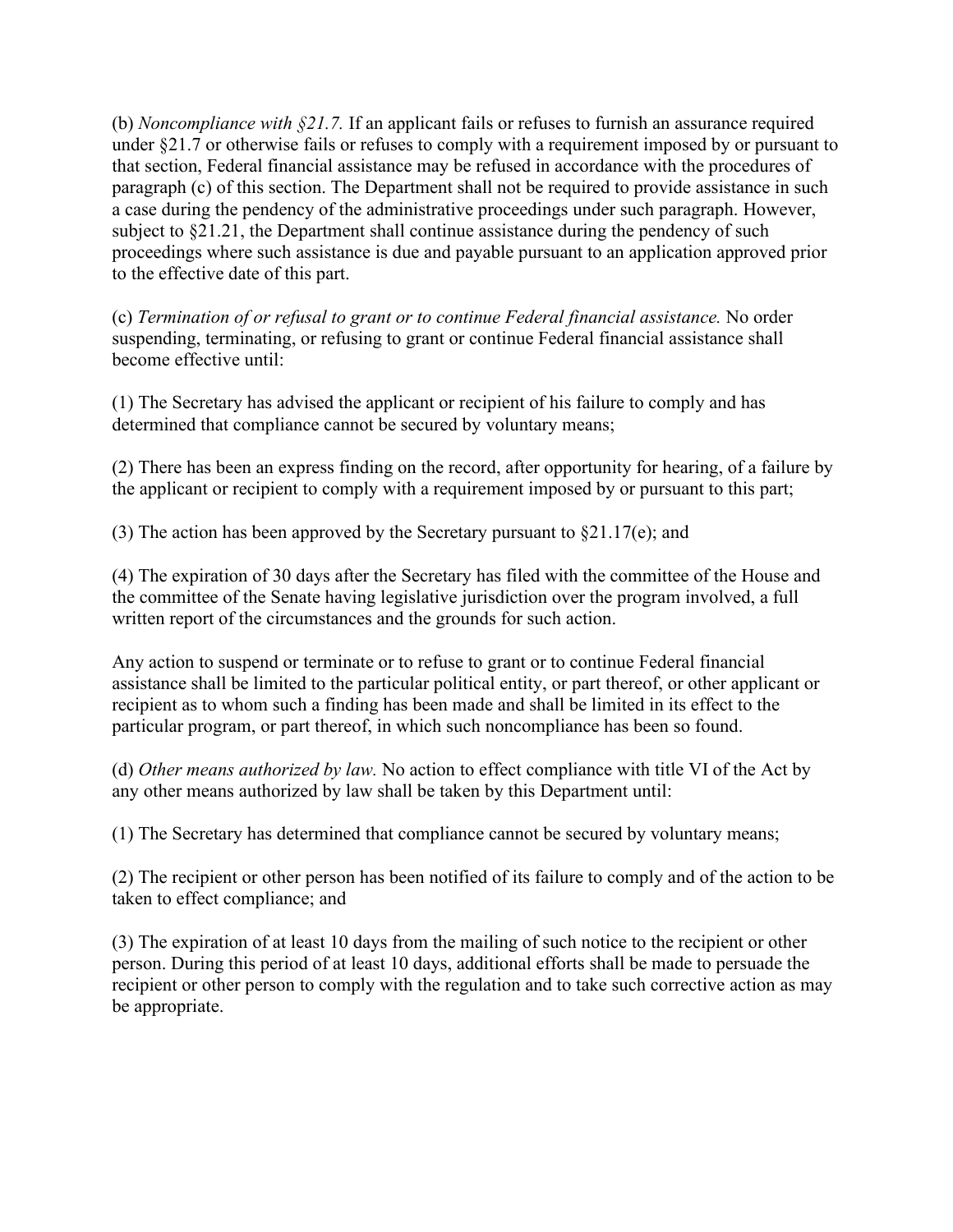(b) *Noncompliance with §21.7.* If an applicant fails or refuses to furnish an assurance required under §21.7 or otherwise fails or refuses to comply with a requirement imposed by or pursuant to that section, Federal financial assistance may be refused in accordance with the procedures of paragraph (c) of this section. The Department shall not be required to provide assistance in such a case during the pendency of the administrative proceedings under such paragraph. However, subject to §21.21, the Department shall continue assistance during the pendency of such proceedings where such assistance is due and payable pursuant to an application approved prior to the effective date of this part.

(c) *Termination of or refusal to grant or to continue Federal financial assistance.* No order suspending, terminating, or refusing to grant or continue Federal financial assistance shall become effective until:

(1) The Secretary has advised the applicant or recipient of his failure to comply and has determined that compliance cannot be secured by voluntary means;

(2) There has been an express finding on the record, after opportunity for hearing, of a failure by the applicant or recipient to comply with a requirement imposed by or pursuant to this part;

(3) The action has been approved by the Secretary pursuant to §21.17(e); and

(4) The expiration of 30 days after the Secretary has filed with the committee of the House and the committee of the Senate having legislative jurisdiction over the program involved, a full written report of the circumstances and the grounds for such action.

Any action to suspend or terminate or to refuse to grant or to continue Federal financial assistance shall be limited to the particular political entity, or part thereof, or other applicant or recipient as to whom such a finding has been made and shall be limited in its effect to the particular program, or part thereof, in which such noncompliance has been so found.

(d) *Other means authorized by law.* No action to effect compliance with title VI of the Act by any other means authorized by law shall be taken by this Department until:

(1) The Secretary has determined that compliance cannot be secured by voluntary means;

(2) The recipient or other person has been notified of its failure to comply and of the action to be taken to effect compliance; and

(3) The expiration of at least 10 days from the mailing of such notice to the recipient or other person. During this period of at least 10 days, additional efforts shall be made to persuade the recipient or other person to comply with the regulation and to take such corrective action as may be appropriate.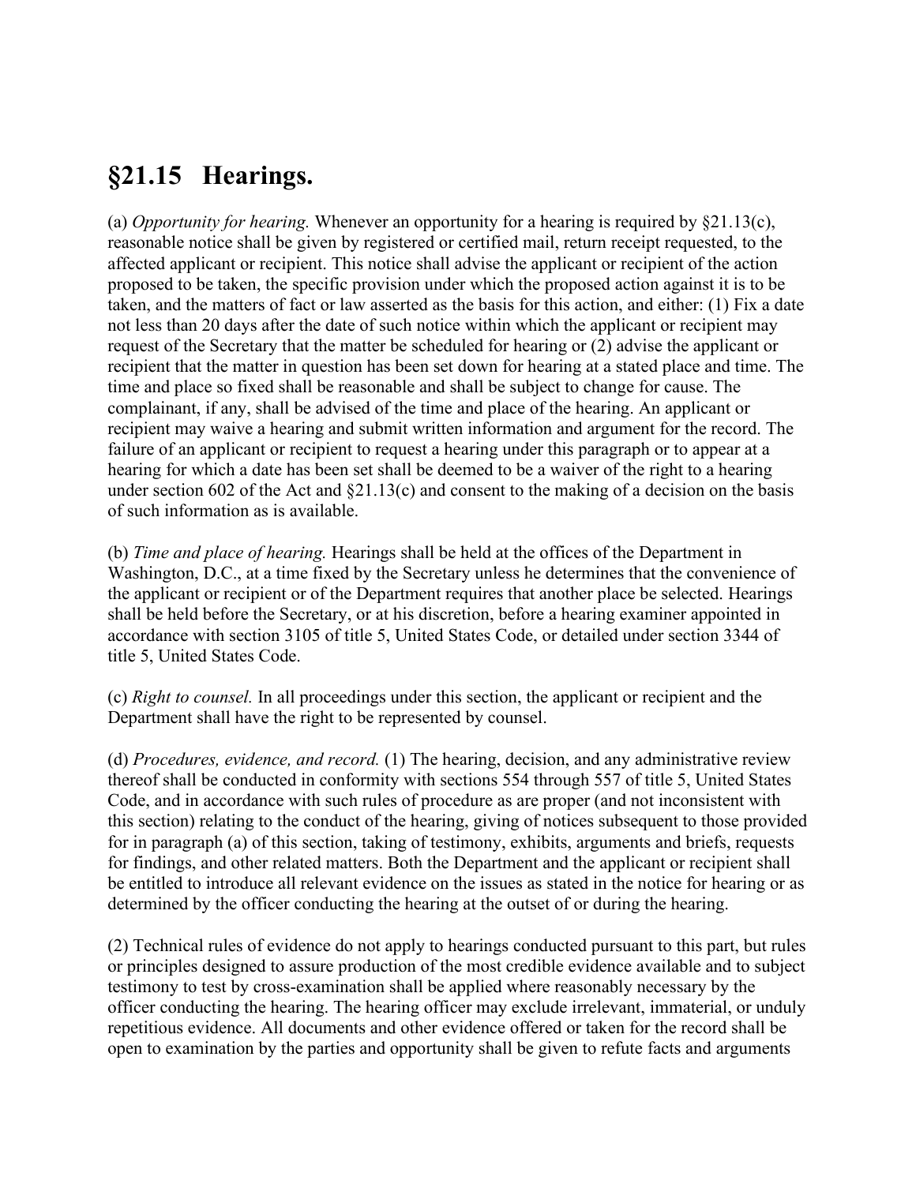## §21.15 Hearings.

(a) *Opportunity for hearing.* Whenever an opportunity for a hearing is required by §21.13(c), reasonable notice shall be given by registered or certified mail, return receipt requested, to the affected applicant or recipient. This notice shall advise the applicant or recipient of the action proposed to be taken, the specific provision under which the proposed action against it is to be taken, and the matters of fact or law asserted as the basis for this action, and either: (1) Fix a date not less than 20 days after the date of such notice within which the applicant or recipient may request of the Secretary that the matter be scheduled for hearing or (2) advise the applicant or recipient that the matter in question has been set down for hearing at a stated place and time. The time and place so fixed shall be reasonable and shall be subject to change for cause. The complainant, if any, shall be advised of the time and place of the hearing. An applicant or recipient may waive a hearing and submit written information and argument for the record. The failure of an applicant or recipient to request a hearing under this paragraph or to appear at a hearing for which a date has been set shall be deemed to be a waiver of the right to a hearing under section 602 of the Act and §21.13(c) and consent to the making of a decision on the basis of such information as is available.

(b) *Time and place of hearing.* Hearings shall be held at the offices of the Department in Washington, D.C., at a time fixed by the Secretary unless he determines that the convenience of the applicant or recipient or of the Department requires that another place be selected. Hearings shall be held before the Secretary, or at his discretion, before a hearing examiner appointed in accordance with section 3105 of title 5, United States Code, or detailed under section 3344 of title 5, United States Code.

(c) *Right to counsel.* In all proceedings under this section, the applicant or recipient and the Department shall have the right to be represented by counsel.

(d) *Procedures, evidence, and record.* (1) The hearing, decision, and any administrative review thereof shall be conducted in conformity with sections 554 through 557 of title 5, United States Code, and in accordance with such rules of procedure as are proper (and not inconsistent with this section) relating to the conduct of the hearing, giving of notices subsequent to those provided for in paragraph (a) of this section, taking of testimony, exhibits, arguments and briefs, requests for findings, and other related matters. Both the Department and the applicant or recipient shall be entitled to introduce all relevant evidence on the issues as stated in the notice for hearing or as determined by the officer conducting the hearing at the outset of or during the hearing.

(2) Technical rules of evidence do not apply to hearings conducted pursuant to this part, but rules or principles designed to assure production of the most credible evidence available and to subject testimony to test by cross-examination shall be applied where reasonably necessary by the officer conducting the hearing. The hearing officer may exclude irrelevant, immaterial, or unduly repetitious evidence. All documents and other evidence offered or taken for the record shall be open to examination by the parties and opportunity shall be given to refute facts and arguments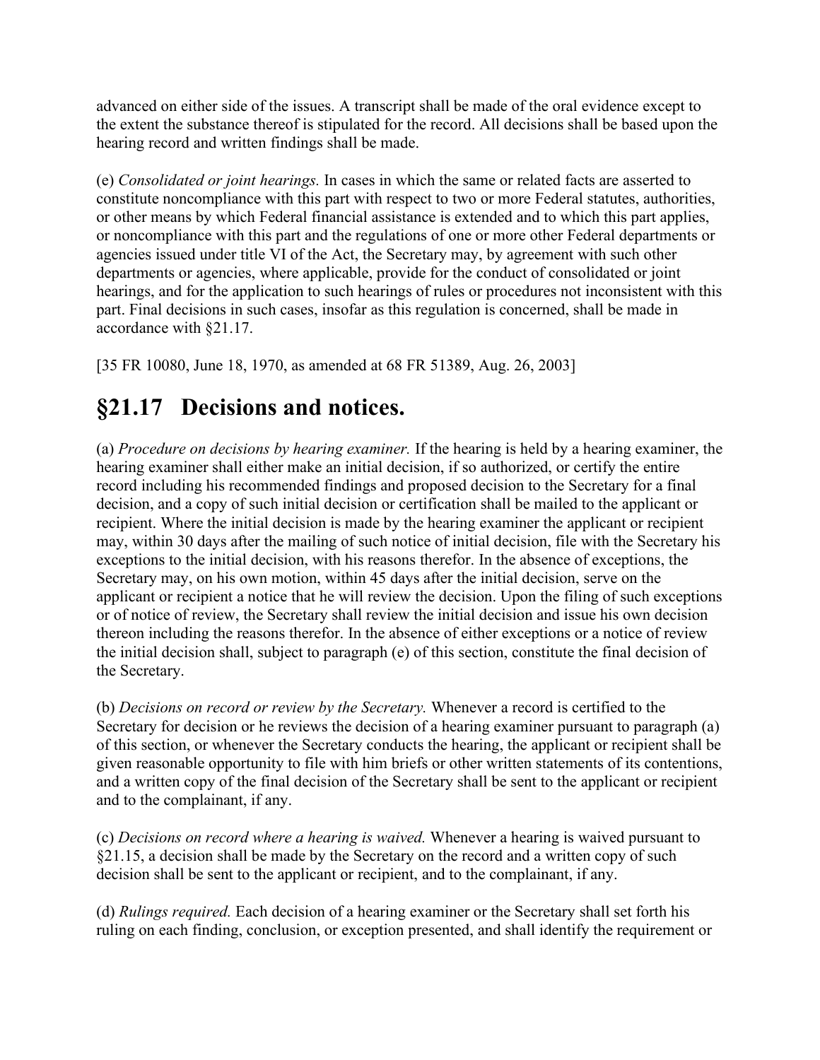advanced on either side of the issues. A transcript shall be made of the oral evidence except to the extent the substance thereof is stipulated for the record. All decisions shall be based upon the hearing record and written findings shall be made.

(e) *Consolidated or joint hearings.* In cases in which the same or related facts are asserted to constitute noncompliance with this part with respect to two or more Federal statutes, authorities, or other means by which Federal financial assistance is extended and to which this part applies, or noncompliance with this part and the regulations of one or more other Federal departments or agencies issued under title VI of the Act, the Secretary may, by agreement with such other departments or agencies, where applicable, provide for the conduct of consolidated or joint hearings, and for the application to such hearings of rules or procedures not inconsistent with this part. Final decisions in such cases, insofar as this regulation is concerned, shall be made in accordance with §21.17.

[35 FR 10080, June 18, 1970, as amended at 68 FR 51389, Aug. 26, 2003]

# §21.17 Decisions and notices.

(a) *Procedure on decisions by hearing examiner.* If the hearing is held by a hearing examiner, the hearing examiner shall either make an initial decision, if so authorized, or certify the entire record including his recommended findings and proposed decision to the Secretary for a final decision, and a copy of such initial decision or certification shall be mailed to the applicant or recipient. Where the initial decision is made by the hearing examiner the applicant or recipient may, within 30 days after the mailing of such notice of initial decision, file with the Secretary his exceptions to the initial decision, with his reasons therefor. In the absence of exceptions, the Secretary may, on his own motion, within 45 days after the initial decision, serve on the applicant or recipient a notice that he will review the decision. Upon the filing of such exceptions or of notice of review, the Secretary shall review the initial decision and issue his own decision thereon including the reasons therefor. In the absence of either exceptions or a notice of review the initial decision shall, subject to paragraph (e) of this section, constitute the final decision of the Secretary.

(b) *Decisions on record or review by the Secretary.* Whenever a record is certified to the Secretary for decision or he reviews the decision of a hearing examiner pursuant to paragraph (a) of this section, or whenever the Secretary conducts the hearing, the applicant or recipient shall be given reasonable opportunity to file with him briefs or other written statements of its contentions, and a written copy of the final decision of the Secretary shall be sent to the applicant or recipient and to the complainant, if any.

(c) *Decisions on record where a hearing is waived.* Whenever a hearing is waived pursuant to §21.15, a decision shall be made by the Secretary on the record and a written copy of such decision shall be sent to the applicant or recipient, and to the complainant, if any.

(d) *Rulings required.* Each decision of a hearing examiner or the Secretary shall set forth his ruling on each finding, conclusion, or exception presented, and shall identify the requirement or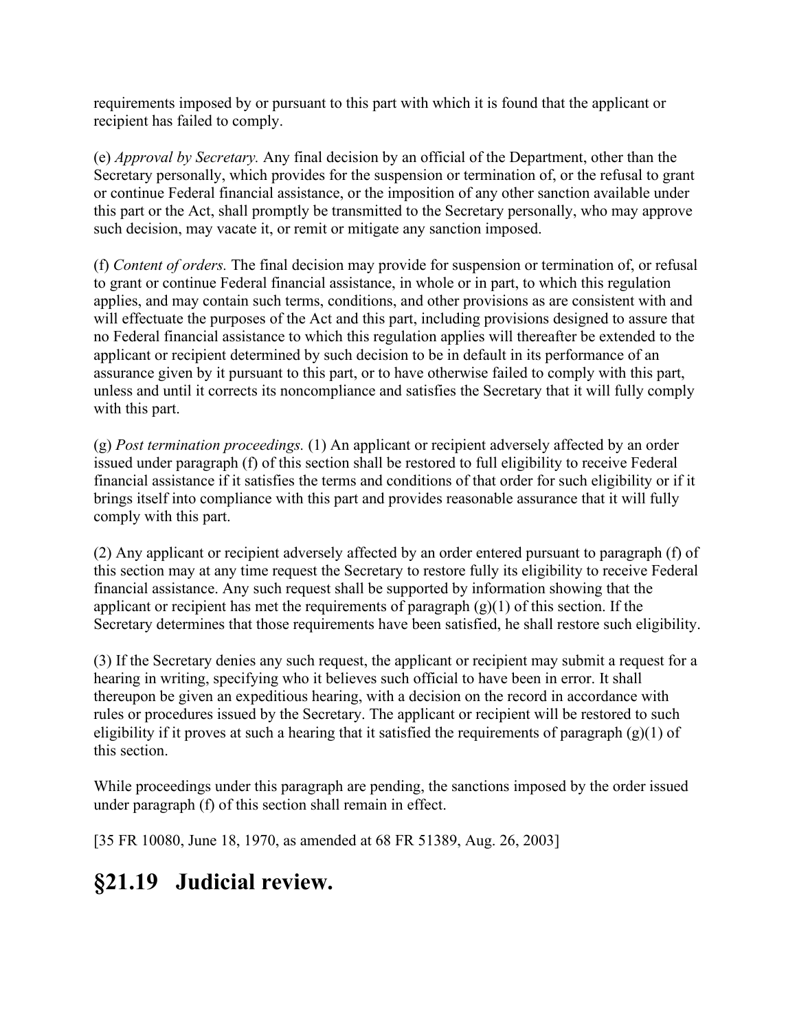requirements imposed by or pursuant to this part with which it is found that the applicant or recipient has failed to comply.

(e) *Approval by Secretary.* Any final decision by an official of the Department, other than the Secretary personally, which provides for the suspension or termination of, or the refusal to grant or continue Federal financial assistance, or the imposition of any other sanction available under this part or the Act, shall promptly be transmitted to the Secretary personally, who may approve such decision, may vacate it, or remit or mitigate any sanction imposed.

(f) *Content of orders.* The final decision may provide for suspension or termination of, or refusal to grant or continue Federal financial assistance, in whole or in part, to which this regulation applies, and may contain such terms, conditions, and other provisions as are consistent with and will effectuate the purposes of the Act and this part, including provisions designed to assure that no Federal financial assistance to which this regulation applies will thereafter be extended to the applicant or recipient determined by such decision to be in default in its performance of an assurance given by it pursuant to this part, or to have otherwise failed to comply with this part, unless and until it corrects its noncompliance and satisfies the Secretary that it will fully comply with this part.

(g) *Post termination proceedings.* (1) An applicant or recipient adversely affected by an order issued under paragraph (f) of this section shall be restored to full eligibility to receive Federal financial assistance if it satisfies the terms and conditions of that order for such eligibility or if it brings itself into compliance with this part and provides reasonable assurance that it will fully comply with this part.

(2) Any applicant or recipient adversely affected by an order entered pursuant to paragraph (f) of this section may at any time request the Secretary to restore fully its eligibility to receive Federal financial assistance. Any such request shall be supported by information showing that the applicant or recipient has met the requirements of paragraph (g)(1) of this section. If the Secretary determines that those requirements have been satisfied, he shall restore such eligibility.

(3) If the Secretary denies any such request, the applicant or recipient may submit a request for a hearing in writing, specifying who it believes such official to have been in error. It shall thereupon be given an expeditious hearing, with a decision on the record in accordance with rules or procedures issued by the Secretary. The applicant or recipient will be restored to such eligibility if it proves at such a hearing that it satisfied the requirements of paragraph (g)(1) of this section.

While proceedings under this paragraph are pending, the sanctions imposed by the order issued under paragraph (f) of this section shall remain in effect.

[35 FR 10080, June 18, 1970, as amended at 68 FR 51389, Aug. 26, 2003]

## §21.19 Judicial review.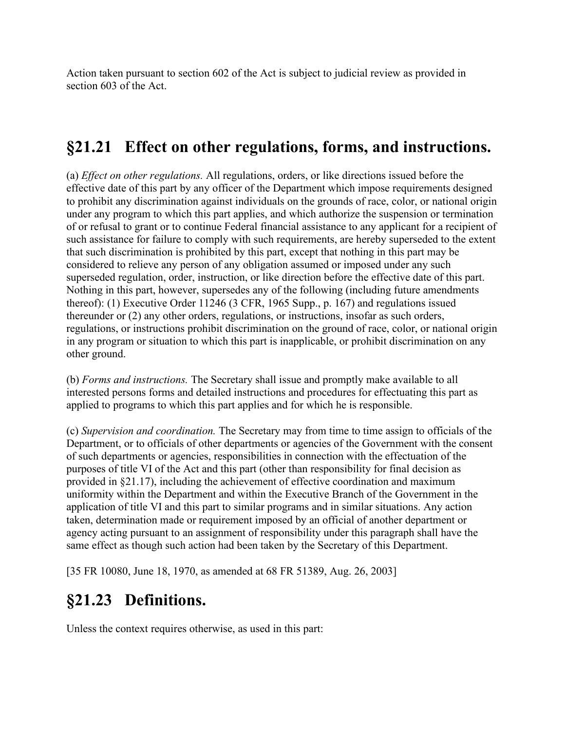Action taken pursuant to section 602 of the Act is subject to judicial review as provided in section 603 of the Act.

## §21.21 Effect on other regulations, forms, and instructions.

(a) *Effect on other regulations.* All regulations, orders, or like directions issued before the effective date of this part by any officer of the Department which impose requirements designed to prohibit any discrimination against individuals on the grounds of race, color, or national origin under any program to which this part applies, and which authorize the suspension or termination of or refusal to grant or to continue Federal financial assistance to any applicant for a recipient of such assistance for failure to comply with such requirements, are hereby superseded to the extent that such discrimination is prohibited by this part, except that nothing in this part may be considered to relieve any person of any obligation assumed or imposed under any such superseded regulation, order, instruction, or like direction before the effective date of this part. Nothing in this part, however, supersedes any of the following (including future amendments thereof): (1) Executive Order 11246 (3 CFR, 1965 Supp., p. 167) and regulations issued thereunder or (2) any other orders, regulations, or instructions, insofar as such orders, regulations, or instructions prohibit discrimination on the ground of race, color, or national origin in any program or situation to which this part is inapplicable, or prohibit discrimination on any other ground.

(b) *Forms and instructions.* The Secretary shall issue and promptly make available to all interested persons forms and detailed instructions and procedures for effectuating this part as applied to programs to which this part applies and for which he is responsible.

(c) *Supervision and coordination.* The Secretary may from time to time assign to officials of the Department, or to officials of other departments or agencies of the Government with the consent of such departments or agencies, responsibilities in connection with the effectuation of the purposes of title VI of the Act and this part (other than responsibility for final decision as provided in §21.17), including the achievement of effective coordination and maximum uniformity within the Department and within the Executive Branch of the Government in the application of title VI and this part to similar programs and in similar situations. Any action taken, determination made or requirement imposed by an official of another department or agency acting pursuant to an assignment of responsibility under this paragraph shall have the same effect as though such action had been taken by the Secretary of this Department.

[35 FR 10080, June 18, 1970, as amended at 68 FR 51389, Aug. 26, 2003]

## §21.23 Definitions.

Unless the context requires otherwise, as used in this part: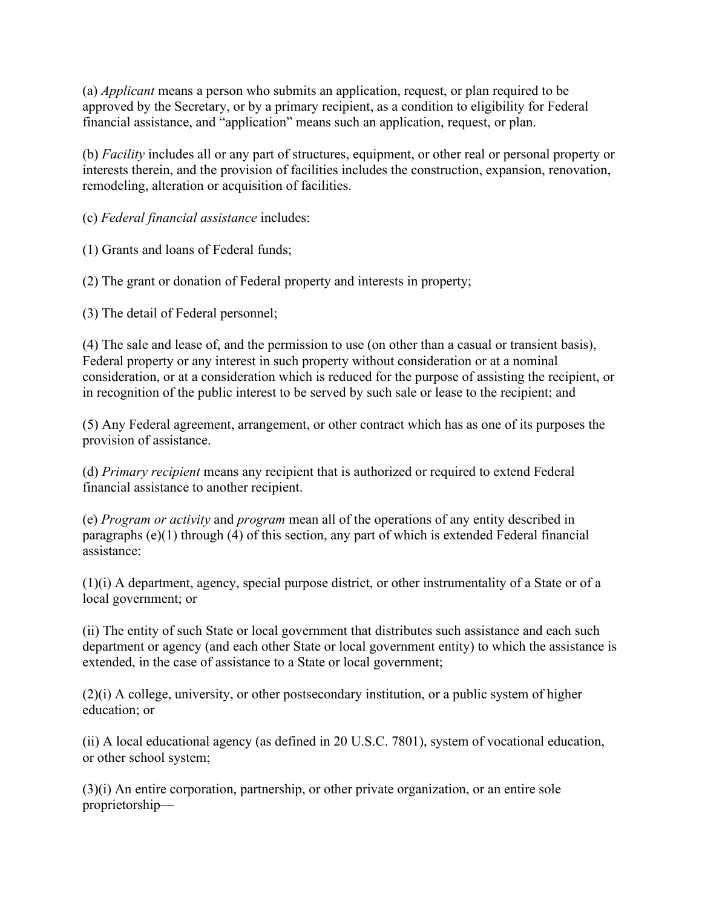(a) *Applicant* means a person who submits an application, request, or plan required to be approved by the Secretary, or by a primary recipient, as a condition to eligibility for Federal financial assistance, and "application" means such an application, request, or plan.

(b) *Facility* includes all or any part of structures, equipment, or other real or personal property or interests therein, and the provision of facilities includes the construction, expansion, renovation, remodeling, alteration or acquisition of facilities.

(c) *Federal financial assistance* includes:

(1) Grants and loans of Federal funds;

(2) The grant or donation of Federal property and interests in property;

(3) The detail of Federal personnel;

(4) The sale and lease of, and the permission to use (on other than a casual or transient basis), Federal property or any interest in such property without consideration or at a nominal consideration, or at a consideration which is reduced for the purpose of assisting the recipient, or in recognition of the public interest to be served by such sale or lease to the recipient; and

(5) Any Federal agreement, arrangement, or other contract which has as one of its purposes the provision of assistance.

(d) *Primary recipient* means any recipient that is authorized or required to extend Federal financial assistance to another recipient.

(e) *Program or activity* and *program* mean all of the operations of any entity described in paragraphs (e)(1) through (4) of this section, any part of which is extended Federal financial assistance:

(1)(i) A department, agency, special purpose district, or other instrumentality of a State or of a local government; or

(ii) The entity of such State or local government that distributes such assistance and each such department or agency (and each other State or local government entity) to which the assistance is extended, in the case of assistance to a State or local government;

(2)(i) A college, university, or other postsecondary institution, or a public system of higher education; or

(ii) A local educational agency (as defined in 20 U.S.C. 7801), system of vocational education, or other school system;

(3)(i) An entire corporation, partnership, or other private organization, or an entire sole proprietorship—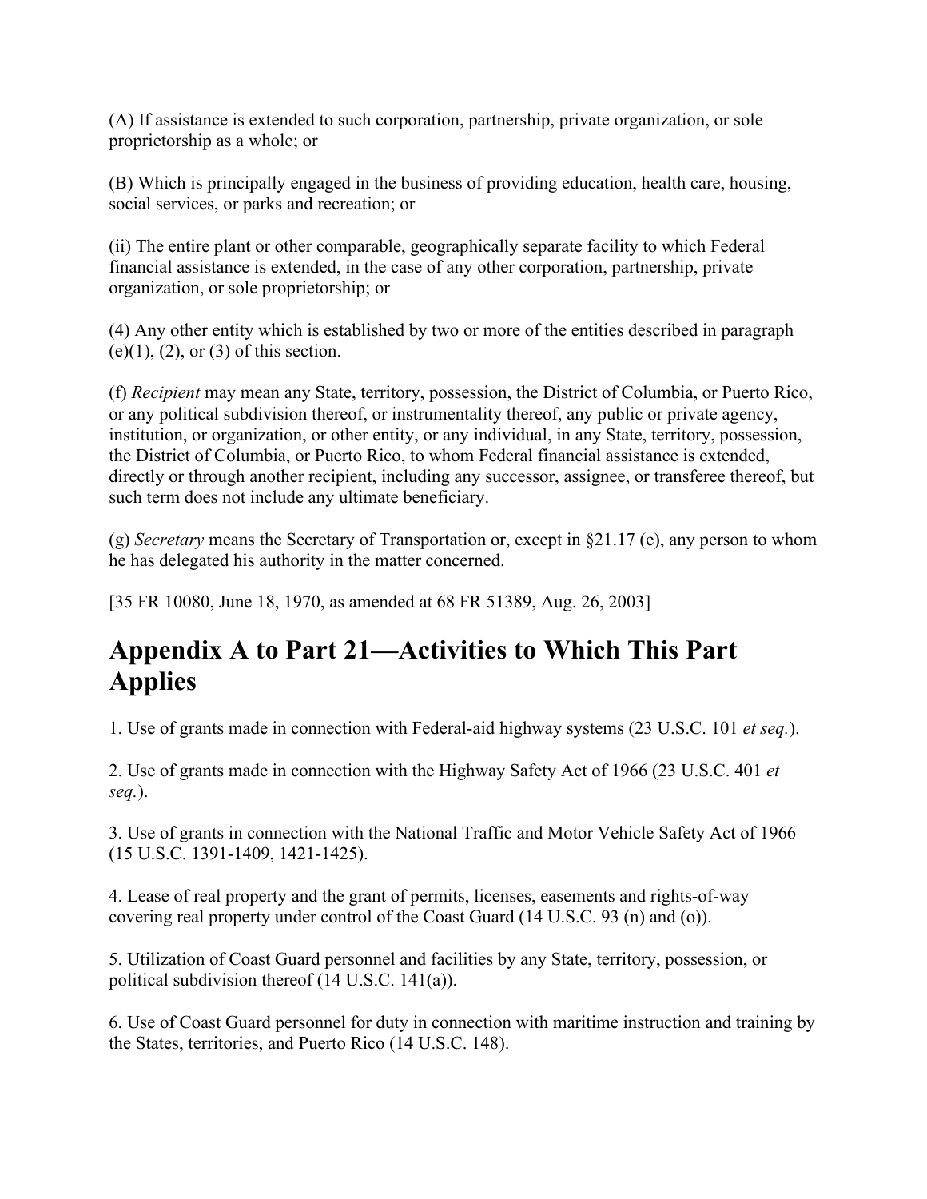(A) If assistance is extended to such corporation, partnership, private organization, or sole proprietorship as a whole; or

(B) Which is principally engaged in the business of providing education, health care, housing, social services, or parks and recreation; or

(ii) The entire plant or other comparable, geographically separate facility to which Federal financial assistance is extended, in the case of any other corporation, partnership, private organization, or sole proprietorship; or

(4) Any other entity which is established by two or more of the entities described in paragraph (e)(1), (2), or (3) of this section.

(f) *Recipient* may mean any State, territory, possession, the District of Columbia, or Puerto Rico, or any political subdivision thereof, or instrumentality thereof, any public or private agency, institution, or organization, or other entity, or any individual, in any State, territory, possession, the District of Columbia, or Puerto Rico, to whom Federal financial assistance is extended, directly or through another recipient, including any successor, assignee, or transferee thereof, but such term does not include any ultimate beneficiary.

(g) *Secretary* means the Secretary of Transportation or, except in §21.17 (e), any person to whom he has delegated his authority in the matter concerned.

[35 FR 10080, June 18, 1970, as amended at 68 FR 51389, Aug. 26, 2003]

# Appendix A to Part 21—Activities to Which This Part Applies

1. Use of grants made in connection with Federal-aid highway systems (23 U.S.C. 101 *et seq.*).

2. Use of grants made in connection with the Highway Safety Act of 1966 (23 U.S.C. 401 *et seq.*).

3. Use of grants in connection with the National Traffic and Motor Vehicle Safety Act of 1966 (15 U.S.C. 1391-1409, 1421-1425).

4. Lease of real property and the grant of permits, licenses, easements and rights-of-way covering real property under control of the Coast Guard (14 U.S.C. 93 (n) and (o)).

5. Utilization of Coast Guard personnel and facilities by any State, territory, possession, or political subdivision thereof (14 U.S.C. 141(a)).

6. Use of Coast Guard personnel for duty in connection with maritime instruction and training by the States, territories, and Puerto Rico (14 U.S.C. 148).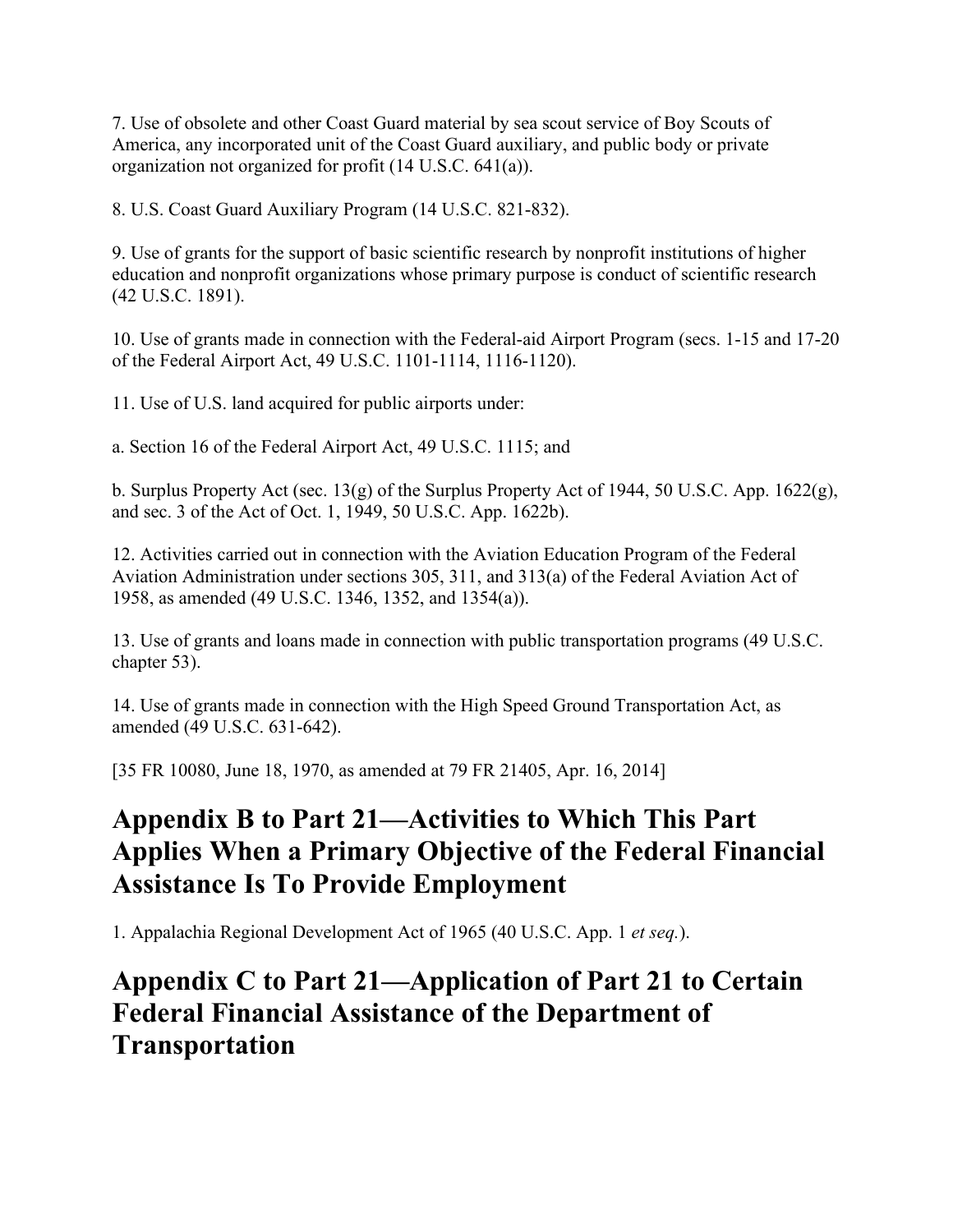7. Use of obsolete and other Coast Guard material by sea scout service of Boy Scouts of America, any incorporated unit of the Coast Guard auxiliary, and public body or private organization not organized for profit (14 U.S.C. 641(a)).

8. U.S. Coast Guard Auxiliary Program (14 U.S.C. 821-832).

9. Use of grants for the support of basic scientific research by nonprofit institutions of higher education and nonprofit organizations whose primary purpose is conduct of scientific research (42 U.S.C. 1891).

10. Use of grants made in connection with the Federal-aid Airport Program (secs. 1-15 and 17-20 of the Federal Airport Act, 49 U.S.C. 1101-1114, 1116-1120).

11. Use of U.S. land acquired for public airports under:

a. Section 16 of the Federal Airport Act, 49 U.S.C. 1115; and

b. Surplus Property Act (sec. 13(g) of the Surplus Property Act of 1944, 50 U.S.C. App. 1622(g), and sec. 3 of the Act of Oct. 1, 1949, 50 U.S.C. App. 1622b).

12. Activities carried out in connection with the Aviation Education Program of the Federal Aviation Administration under sections 305, 311, and 313(a) of the Federal Aviation Act of 1958, as amended (49 U.S.C. 1346, 1352, and 1354(a)).

13. Use of grants and loans made in connection with public transportation programs (49 U.S.C. chapter 53).

14. Use of grants made in connection with the High Speed Ground Transportation Act, as amended (49 U.S.C. 631-642).

[35 FR 10080, June 18, 1970, as amended at 79 FR 21405, Apr. 16, 2014]

# Appendix B to Part 21—Activities to Which This Part Applies When a Primary Objective of the Federal Financial Assistance Is To Provide Employment

1. Appalachia Regional Development Act of 1965 (40 U.S.C. App. 1 *et seq.*).

# Appendix C to Part 21—Application of Part 21 to Certain Federal Financial Assistance of the Department of Transportation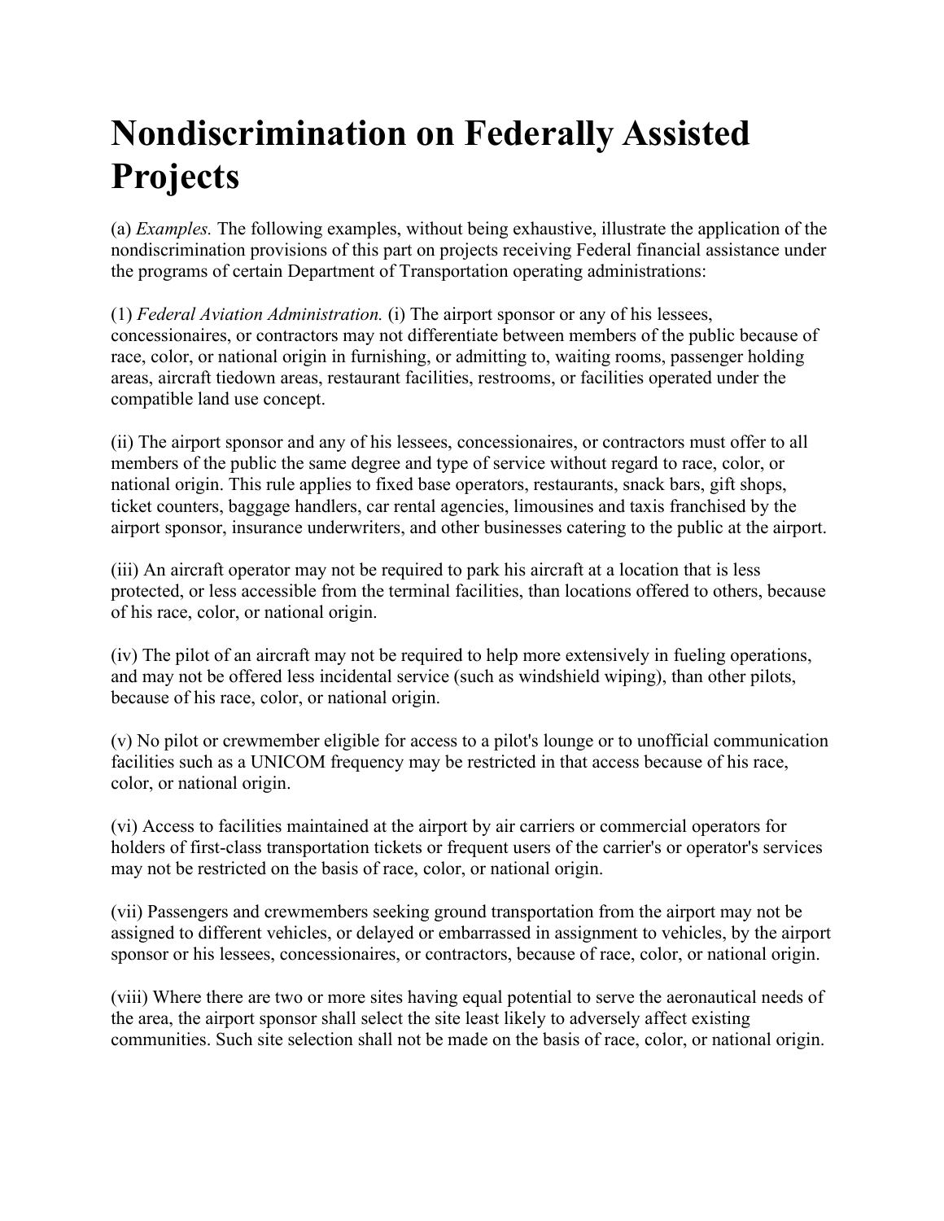# Nondiscrimination on Federally Assisted Projects

(a) *Examples.* The following examples, without being exhaustive, illustrate the application of the nondiscrimination provisions of this part on projects receiving Federal financial assistance under the programs of certain Department of Transportation operating administrations:

(1) *Federal Aviation Administration.* (i) The airport sponsor or any of his lessees, concessionaires, or contractors may not differentiate between members of the public because of race, color, or national origin in furnishing, or admitting to, waiting rooms, passenger holding areas, aircraft tiedown areas, restaurant facilities, restrooms, or facilities operated under the compatible land use concept.

(ii) The airport sponsor and any of his lessees, concessionaires, or contractors must offer to all members of the public the same degree and type of service without regard to race, color, or national origin. This rule applies to fixed base operators, restaurants, snack bars, gift shops, ticket counters, baggage handlers, car rental agencies, limousines and taxis franchised by the airport sponsor, insurance underwriters, and other businesses catering to the public at the airport.

(iii) An aircraft operator may not be required to park his aircraft at a location that is less protected, or less accessible from the terminal facilities, than locations offered to others, because of his race, color, or national origin.

(iv) The pilot of an aircraft may not be required to help more extensively in fueling operations, and may not be offered less incidental service (such as windshield wiping), than other pilots, because of his race, color, or national origin.

(v) No pilot or crewmember eligible for access to a pilot's lounge or to unofficial communication facilities such as a UNICOM frequency may be restricted in that access because of his race, color, or national origin.

(vi) Access to facilities maintained at the airport by air carriers or commercial operators for holders of first-class transportation tickets or frequent users of the carrier's or operator's services may not be restricted on the basis of race, color, or national origin.

(vii) Passengers and crewmembers seeking ground transportation from the airport may not be assigned to different vehicles, or delayed or embarrassed in assignment to vehicles, by the airport sponsor or his lessees, concessionaires, or contractors, because of race, color, or national origin.

(viii) Where there are two or more sites having equal potential to serve the aeronautical needs of the area, the airport sponsor shall select the site least likely to adversely affect existing communities. Such site selection shall not be made on the basis of race, color, or national origin.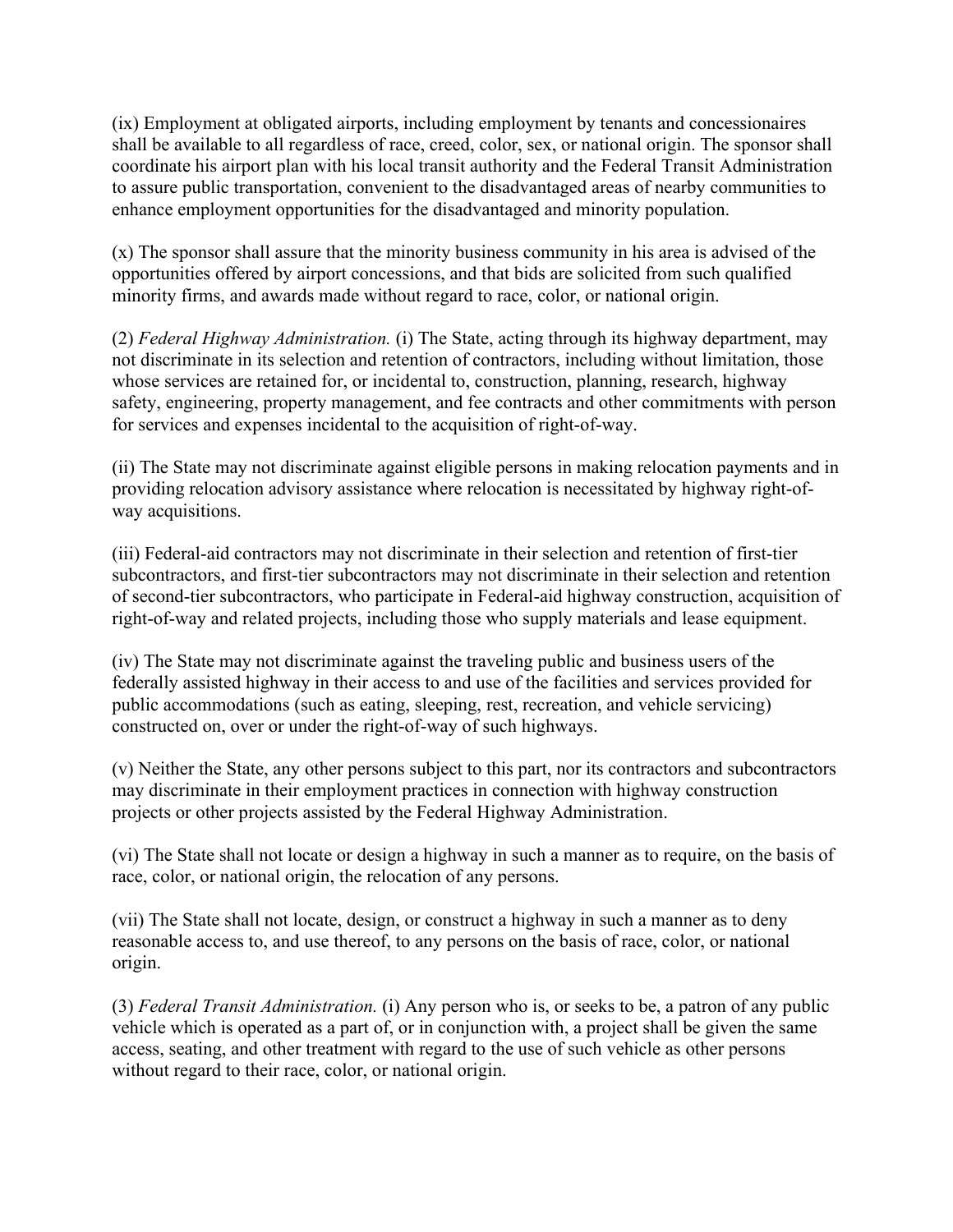(ix) Employment at obligated airports, including employment by tenants and concessionaires shall be available to all regardless of race, creed, color, sex, or national origin. The sponsor shall coordinate his airport plan with his local transit authority and the Federal Transit Administration to assure public transportation, convenient to the disadvantaged areas of nearby communities to enhance employment opportunities for the disadvantaged and minority population.

(x) The sponsor shall assure that the minority business community in his area is advised of the opportunities offered by airport concessions, and that bids are solicited from such qualified minority firms, and awards made without regard to race, color, or national origin.

(2) *Federal Highway Administration.* (i) The State, acting through its highway department, may not discriminate in its selection and retention of contractors, including without limitation, those whose services are retained for, or incidental to, construction, planning, research, highway safety, engineering, property management, and fee contracts and other commitments with person for services and expenses incidental to the acquisition of right-of-way.

(ii) The State may not discriminate against eligible persons in making relocation payments and in providing relocation advisory assistance where relocation is necessitated by highway right-of-way acquisitions.

(iii) Federal-aid contractors may not discriminate in their selection and retention of first-tier subcontractors, and first-tier subcontractors may not discriminate in their selection and retention of second-tier subcontractors, who participate in Federal-aid highway construction, acquisition of right-of-way and related projects, including those who supply materials and lease equipment.

(iv) The State may not discriminate against the traveling public and business users of the federally assisted highway in their access to and use of the facilities and services provided for public accommodations (such as eating, sleeping, rest, recreation, and vehicle servicing) constructed on, over or under the right-of-way of such highways.

(v) Neither the State, any other persons subject to this part, nor its contractors and subcontractors may discriminate in their employment practices in connection with highway construction projects or other projects assisted by the Federal Highway Administration.

(vi) The State shall not locate or design a highway in such a manner as to require, on the basis of race, color, or national origin, the relocation of any persons.

(vii) The State shall not locate, design, or construct a highway in such a manner as to deny reasonable access to, and use thereof, to any persons on the basis of race, color, or national origin.

(3) *Federal Transit Administration.* (i) Any person who is, or seeks to be, a patron of any public vehicle which is operated as a part of, or in conjunction with, a project shall be given the same access, seating, and other treatment with regard to the use of such vehicle as other persons without regard to their race, color, or national origin.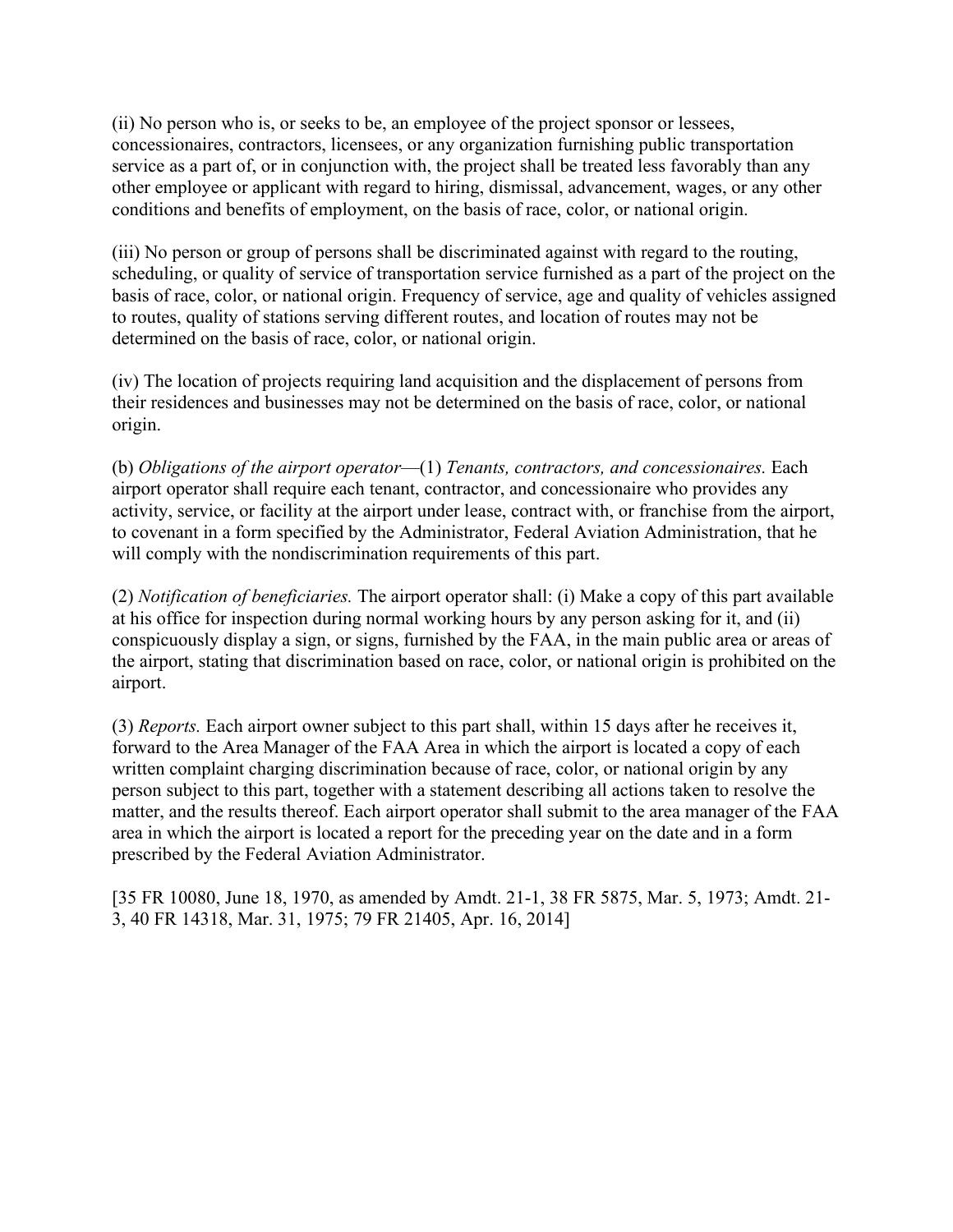(ii) No person who is, or seeks to be, an employee of the project sponsor or lessees, concessionaires, contractors, licensees, or any organization furnishing public transportation service as a part of, or in conjunction with, the project shall be treated less favorably than any other employee or applicant with regard to hiring, dismissal, advancement, wages, or any other conditions and benefits of employment, on the basis of race, color, or national origin.

(iii) No person or group of persons shall be discriminated against with regard to the routing, scheduling, or quality of service of transportation service furnished as a part of the project on the basis of race, color, or national origin. Frequency of service, age and quality of vehicles assigned to routes, quality of stations serving different routes, and location of routes may not be determined on the basis of race, color, or national origin.

(iv) The location of projects requiring land acquisition and the displacement of persons from their residences and businesses may not be determined on the basis of race, color, or national origin.

(b) *Obligations of the airport operator*—(1) *Tenants, contractors, and concessionaires.* Each airport operator shall require each tenant, contractor, and concessionaire who provides any activity, service, or facility at the airport under lease, contract with, or franchise from the airport, to covenant in a form specified by the Administrator, Federal Aviation Administration, that he will comply with the nondiscrimination requirements of this part.

(2) *Notification of beneficiaries.* The airport operator shall: (i) Make a copy of this part available at his office for inspection during normal working hours by any person asking for it, and (ii) conspicuously display a sign, or signs, furnished by the FAA, in the main public area or areas of the airport, stating that discrimination based on race, color, or national origin is prohibited on the airport.

(3) *Reports.* Each airport owner subject to this part shall, within 15 days after he receives it, forward to the Area Manager of the FAA Area in which the airport is located a copy of each written complaint charging discrimination because of race, color, or national origin by any person subject to this part, together with a statement describing all actions taken to resolve the matter, and the results thereof. Each airport operator shall submit to the area manager of the FAA area in which the airport is located a report for the preceding year on the date and in a form prescribed by the Federal Aviation Administrator.

[35 FR 10080, June 18, 1970, as amended by Amdt. 21-1, 38 FR 5875, Mar. 5, 1973; Amdt. 21-3, 40 FR 14318, Mar. 31, 1975; 79 FR 21405, Apr. 16, 2014]